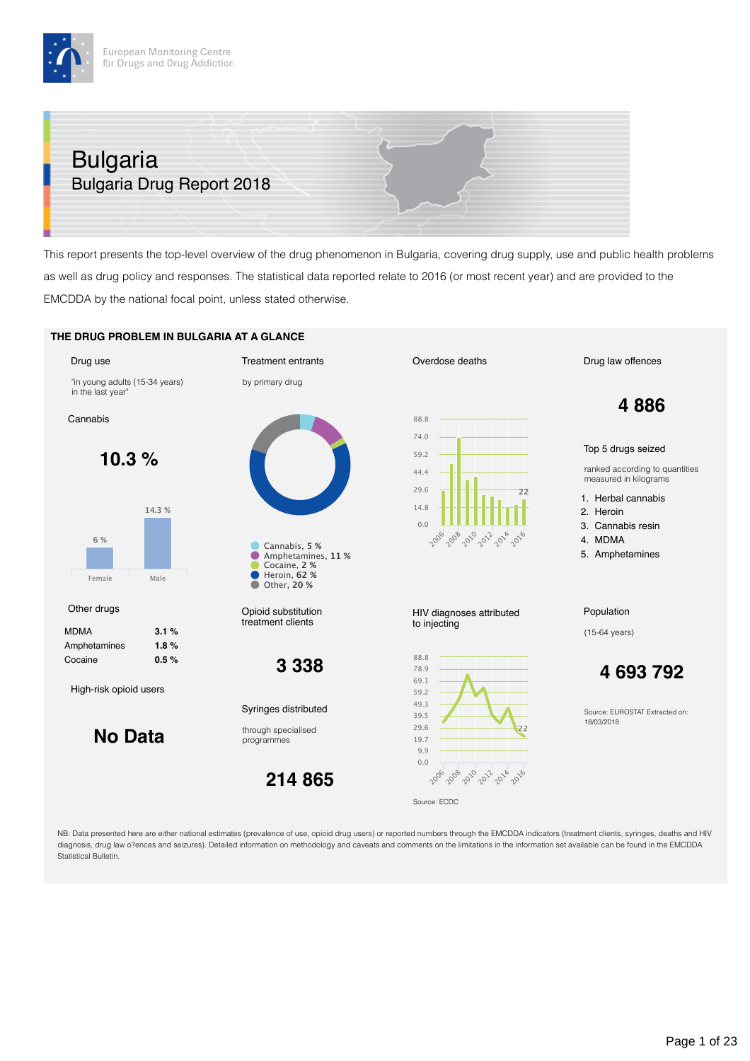European Monitoring Centre for Drugs and Drug Addiction

# Bulgaria

## Bulgaria Drug Report 2018

This report presents the top-level overview of the drug phenomenon in Bulgaria, covering drug supply, use and public health problems as well as drug policy and responses. The statistical data reported relate to 2016 (or most recent year) and are provided to the EMCDDA by the national focal point, unless stated otherwise.

### THE DRUG PROBLEM IN BULGARIA AT A GLANCE

**Drug use**

"in young adults (15-34 years) in the last year"

Cannabis

**10.3 %**

Female: 6 %
Male: 14.3 %

Other drugs

| | |
|---|---|
| MDMA | 3.1 % |
| Amphetamines | 1.8 % |
| Cocaine | 0.5 % |

High-risk opioid users

**No Data**

**Treatment entrants**

by primary drug

- Cannabis, 5 %
- Amphetamines, 11 %
- Cocaine, 2 %
- Heroin, 62 %
- Other, 20 %

Opioid substitution treatment clients

**3 338**

Syringes distributed

through specialised programmes

**214 865**

**Overdose deaths**

(2006–2016; 2016: 22)

HIV diagnoses attributed to injecting

(2006–2016; 2016: 22)

Source: ECDC

**Drug law offences**

**4 886**

Top 5 drugs seized

ranked according to quantities measured in kilograms

1. Herbal cannabis
2. Heroin
3. Cannabis resin
4. MDMA
5. Amphetamines

Population

(15-64 years)

**4 693 792**

Source: EUROSTAT Extracted on: 18/03/2018

NB: Data presented here are either national estimates (prevalence of use, opioid drug users) or reported numbers through the EMCDDA indicators (treatment clients, syringes, deaths and HIV diagnosis, drug law o?ences and seizures). Detailed information on methodology and caveats and comments on the limitations in the information set available can be found in the EMCDDA Statistical Bulletin.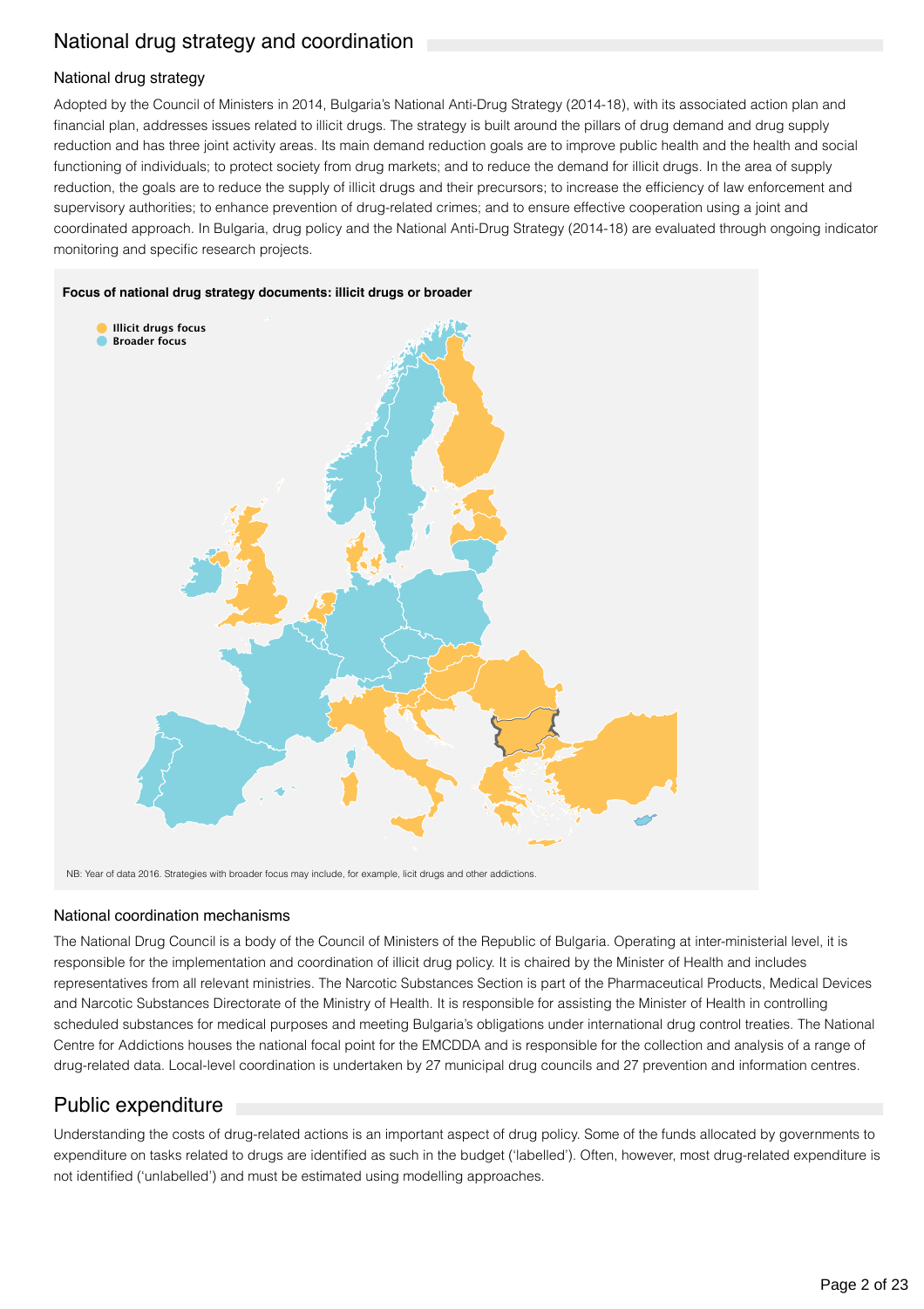## National drug strategy and coordination

### National drug strategy

Adopted by the Council of Ministers in 2014, Bulgaria's National Anti-Drug Strategy (2014-18), with its associated action plan and financial plan, addresses issues related to illicit drugs. The strategy is built around the pillars of drug demand and drug supply reduction and has three joint activity areas. Its main demand reduction goals are to improve public health and the health and social functioning of individuals; to protect society from drug markets; and to reduce the demand for illicit drugs. In the area of supply reduction, the goals are to reduce the supply of illicit drugs and their precursors; to increase the efficiency of law enforcement and supervisory authorities; to enhance prevention of drug-related crimes; and to ensure effective cooperation using a joint and coordinated approach. In Bulgaria, drug policy and the National Anti-Drug Strategy (2014-18) are evaluated through ongoing indicator monitoring and specific research projects.

**Focus of national drug strategy documents: illicit drugs or broader**

- Illicit drugs focus
- Broader focus

NB: Year of data 2016. Strategies with broader focus may include, for example, licit drugs and other addictions.

### National coordination mechanisms

The National Drug Council is a body of the Council of Ministers of the Republic of Bulgaria. Operating at inter-ministerial level, it is responsible for the implementation and coordination of illicit drug policy. It is chaired by the Minister of Health and includes representatives from all relevant ministries. The Narcotic Substances Section is part of the Pharmaceutical Products, Medical Devices and Narcotic Substances Directorate of the Ministry of Health. It is responsible for assisting the Minister of Health in controlling scheduled substances for medical purposes and meeting Bulgaria's obligations under international drug control treaties. The National Centre for Addictions houses the national focal point for the EMCDDA and is responsible for the collection and analysis of a range of drug-related data. Local-level coordination is undertaken by 27 municipal drug councils and 27 prevention and information centres.

## Public expenditure

Understanding the costs of drug-related actions is an important aspect of drug policy. Some of the funds allocated by governments to expenditure on tasks related to drugs are identified as such in the budget ('labelled'). Often, however, most drug-related expenditure is not identified ('unlabelled') and must be estimated using modelling approaches.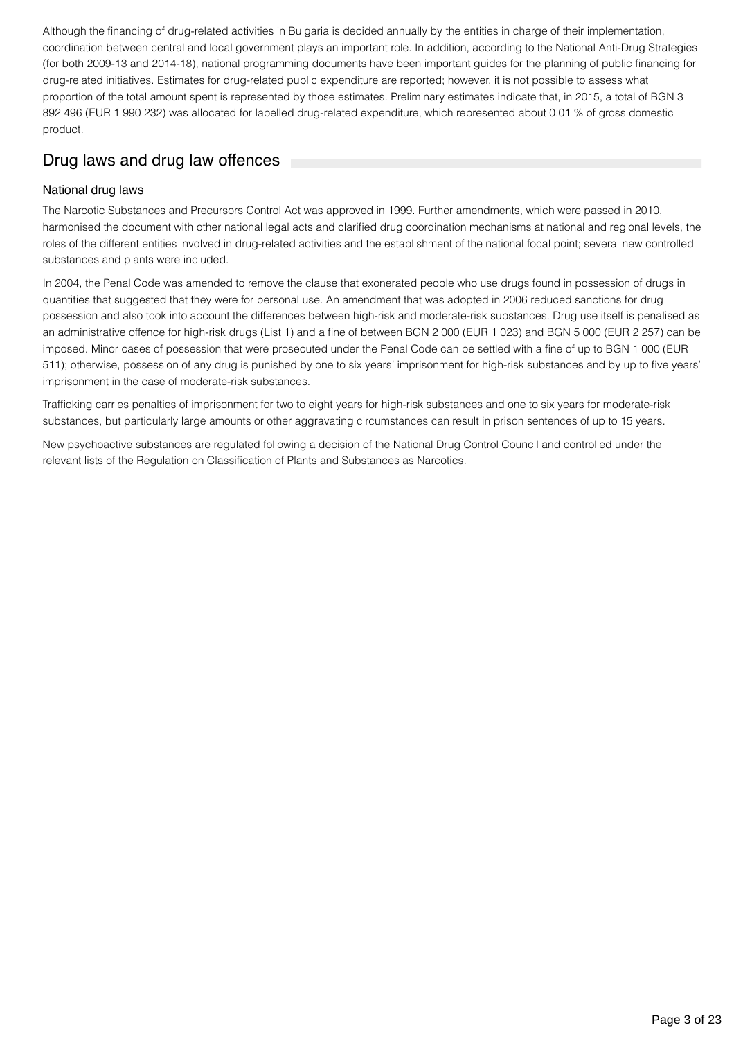Although the financing of drug-related activities in Bulgaria is decided annually by the entities in charge of their implementation, coordination between central and local government plays an important role. In addition, according to the National Anti-Drug Strategies (for both 2009-13 and 2014-18), national programming documents have been important guides for the planning of public financing for drug-related initiatives. Estimates for drug-related public expenditure are reported; however, it is not possible to assess what proportion of the total amount spent is represented by those estimates. Preliminary estimates indicate that, in 2015, a total of BGN 3 892 496 (EUR 1 990 232) was allocated for labelled drug-related expenditure, which represented about 0.01 % of gross domestic product.

## Drug laws and drug law offences

### National drug laws

The Narcotic Substances and Precursors Control Act was approved in 1999. Further amendments, which were passed in 2010, harmonised the document with other national legal acts and clarified drug coordination mechanisms at national and regional levels, the roles of the different entities involved in drug-related activities and the establishment of the national focal point; several new controlled substances and plants were included.

In 2004, the Penal Code was amended to remove the clause that exonerated people who use drugs found in possession of drugs in quantities that suggested that they were for personal use. An amendment that was adopted in 2006 reduced sanctions for drug possession and also took into account the differences between high-risk and moderate-risk substances. Drug use itself is penalised as an administrative offence for high-risk drugs (List 1) and a fine of between BGN 2 000 (EUR 1 023) and BGN 5 000 (EUR 2 257) can be imposed. Minor cases of possession that were prosecuted under the Penal Code can be settled with a fine of up to BGN 1 000 (EUR 511); otherwise, possession of any drug is punished by one to six years' imprisonment for high-risk substances and by up to five years' imprisonment in the case of moderate-risk substances.

Trafficking carries penalties of imprisonment for two to eight years for high-risk substances and one to six years for moderate-risk substances, but particularly large amounts or other aggravating circumstances can result in prison sentences of up to 15 years.

New psychoactive substances are regulated following a decision of the National Drug Control Council and controlled under the relevant lists of the Regulation on Classification of Plants and Substances as Narcotics.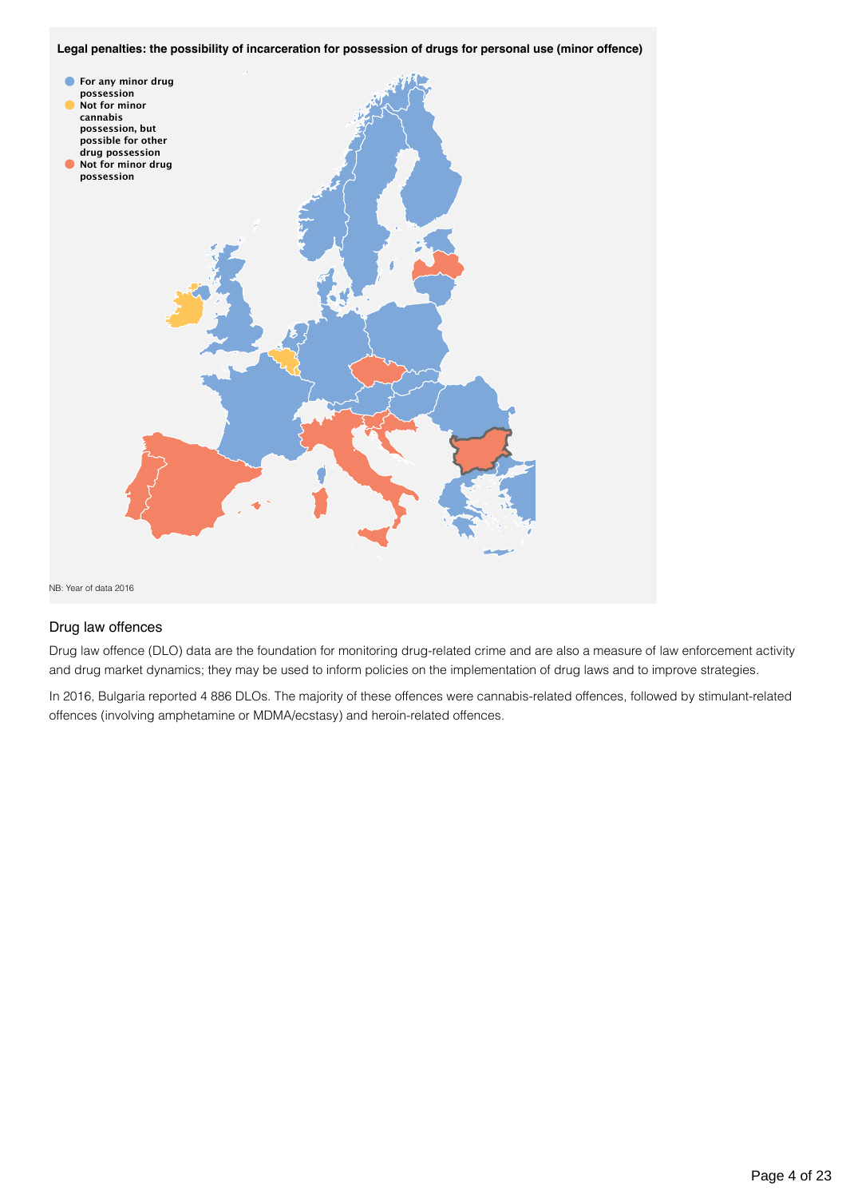**Legal penalties: the possibility of incarceration for possession of drugs for personal use (minor offence)**

- For any minor drug possession
- Not for minor cannabis possession, but possible for other drug possession
- Not for minor drug possession

NB: Year of data 2016

## Drug law offences

Drug law offence (DLO) data are the foundation for monitoring drug-related crime and are also a measure of law enforcement activity and drug market dynamics; they may be used to inform policies on the implementation of drug laws and to improve strategies.

In 2016, Bulgaria reported 4 886 DLOs. The majority of these offences were cannabis-related offences, followed by stimulant-related offences (involving amphetamine or MDMA/ecstasy) and heroin-related offences.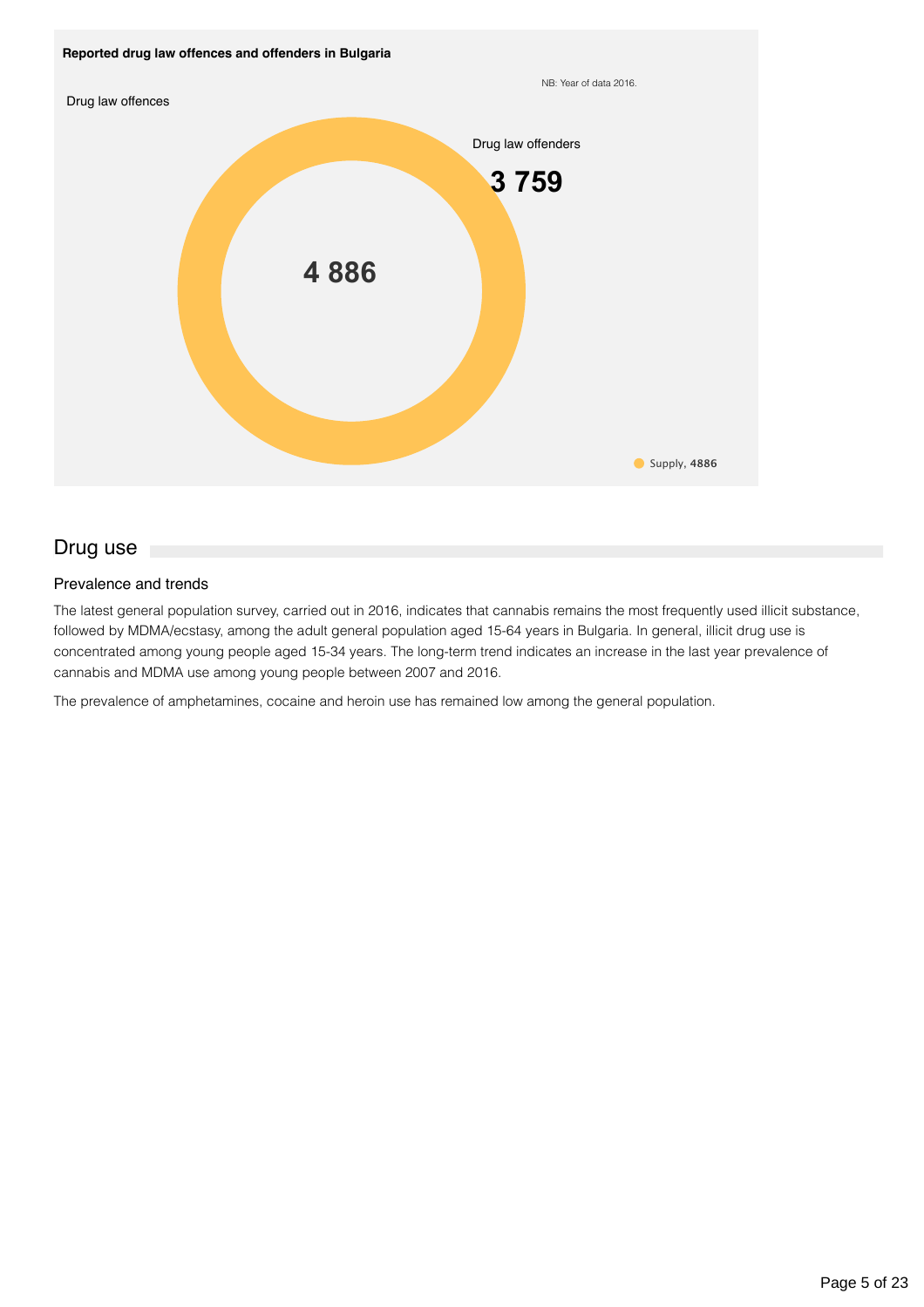**Reported drug law offences and offenders in Bulgaria**

NB: Year of data 2016.

Drug law offences

Drug law offenders

**3 759**

**4 886**

Supply, **4886**

## Drug use

### Prevalence and trends

The latest general population survey, carried out in 2016, indicates that cannabis remains the most frequently used illicit substance, followed by MDMA/ecstasy, among the adult general population aged 15-64 years in Bulgaria. In general, illicit drug use is concentrated among young people aged 15-34 years. The long-term trend indicates an increase in the last year prevalence of cannabis and MDMA use among young people between 2007 and 2016.

The prevalence of amphetamines, cocaine and heroin use has remained low among the general population.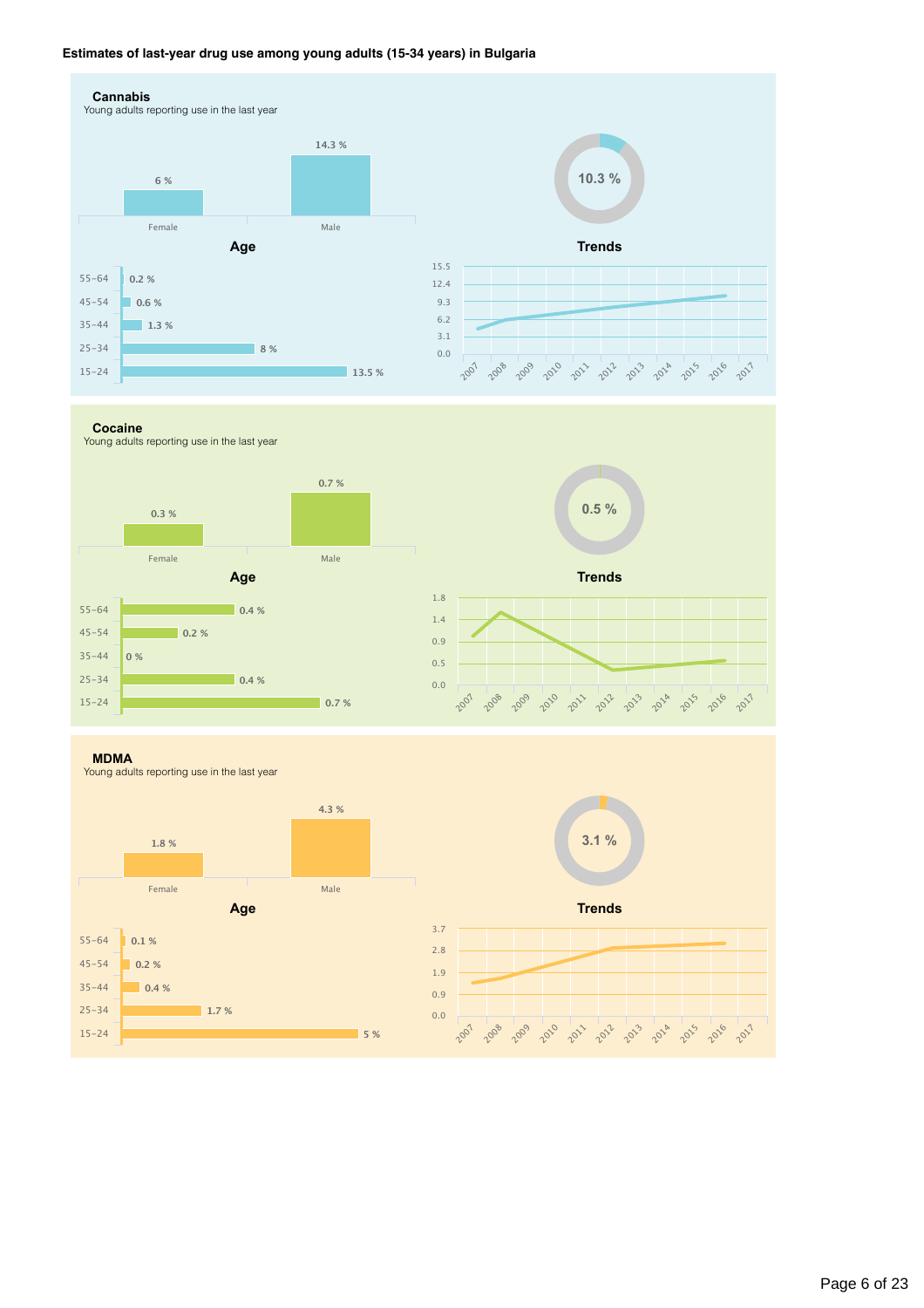**Estimates of last-year drug use among young adults (15-34 years) in Bulgaria**

### Cannabis

Young adults reporting use in the last year

| Female | Male |
|---|---|
| 6 % | 14.3 % |

10.3 %

**Age**

| Age | % |
|---|---|
| 55-64 | 0.2 % |
| 45-54 | 0.6 % |
| 35-44 | 1.3 % |
| 25-34 | 8 % |
| 15-24 | 13.5 % |

**Trends**

15.5, 12.4, 9.3, 6.2, 3.1, 0.0

2007, 2008, 2009, 2010, 2011, 2012, 2013, 2014, 2015, 2016, 2017

### Cocaine

Young adults reporting use in the last year

| Female | Male |
|---|---|
| 0.3 % | 0.7 % |

0.5 %

**Age**

| Age | % |
|---|---|
| 55-64 | 0.4 % |
| 45-54 | 0.2 % |
| 35-44 | 0 % |
| 25-34 | 0.4 % |
| 15-24 | 0.7 % |

**Trends**

1.8, 1.4, 0.9, 0.5, 0.0

2007, 2008, 2009, 2010, 2011, 2012, 2013, 2014, 2015, 2016, 2017

### MDMA

Young adults reporting use in the last year

| Female | Male |
|---|---|
| 1.8 % | 4.3 % |

3.1 %

**Age**

| Age | % |
|---|---|
| 55-64 | 0.1 % |
| 45-54 | 0.2 % |
| 35-44 | 0.4 % |
| 25-34 | 1.7 % |
| 15-24 | 5 % |

**Trends**

3.7, 2.8, 1.9, 0.9, 0.0

2007, 2008, 2009, 2010, 2011, 2012, 2013, 2014, 2015, 2016, 2017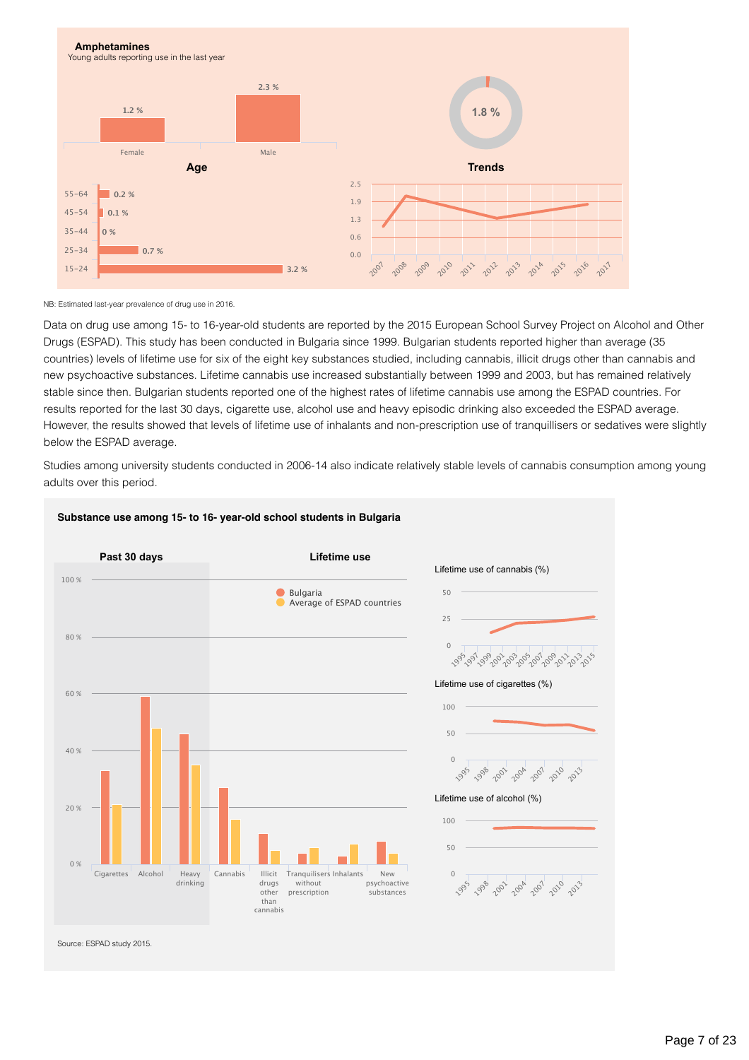**Amphetamines**
Young adults reporting use in the last year

| Female | Male |
|---|---|
| 1.2 % | 2.3 % |

1.8 %

**Age**

| Age | % |
|---|---|
| 55-64 | 0.2 % |
| 45-54 | 0.1 % |
| 35-44 | 0 % |
| 25-34 | 0.7 % |
| 15-24 | 3.2 % |

**Trends**

NB: Estimated last-year prevalence of drug use in 2016.

Data on drug use among 15- to 16-year-old students are reported by the 2015 European School Survey Project on Alcohol and Other Drugs (ESPAD). This study has been conducted in Bulgaria since 1999. Bulgarian students reported higher than average (35 countries) levels of lifetime use for six of the eight key substances studied, including cannabis, illicit drugs other than cannabis and new psychoactive substances. Lifetime cannabis use increased substantially between 1999 and 2003, but has remained relatively stable since then. Bulgarian students reported one of the highest rates of lifetime cannabis use among the ESPAD countries. For results reported for the last 30 days, cigarette use, alcohol use and heavy episodic drinking also exceeded the ESPAD average. However, the results showed that levels of lifetime use of inhalants and non-prescription use of tranquillisers or sedatives were slightly below the ESPAD average.

Studies among university students conducted in 2006-14 also indicate relatively stable levels of cannabis consumption among young adults over this period.

**Substance use among 15- to 16- year-old school students in Bulgaria**

Past 30 days: Cigarettes, Alcohol, Heavy drinking. Lifetime use: Cannabis, Illicit drugs other than cannabis, Tranquillisers without prescription, Inhalants, New psychoactive substances.

Bulgaria / Average of ESPAD countries

Lifetime use of cannabis (%)

Lifetime use of cigarettes (%)

Lifetime use of alcohol (%)

Source: ESPAD study 2015.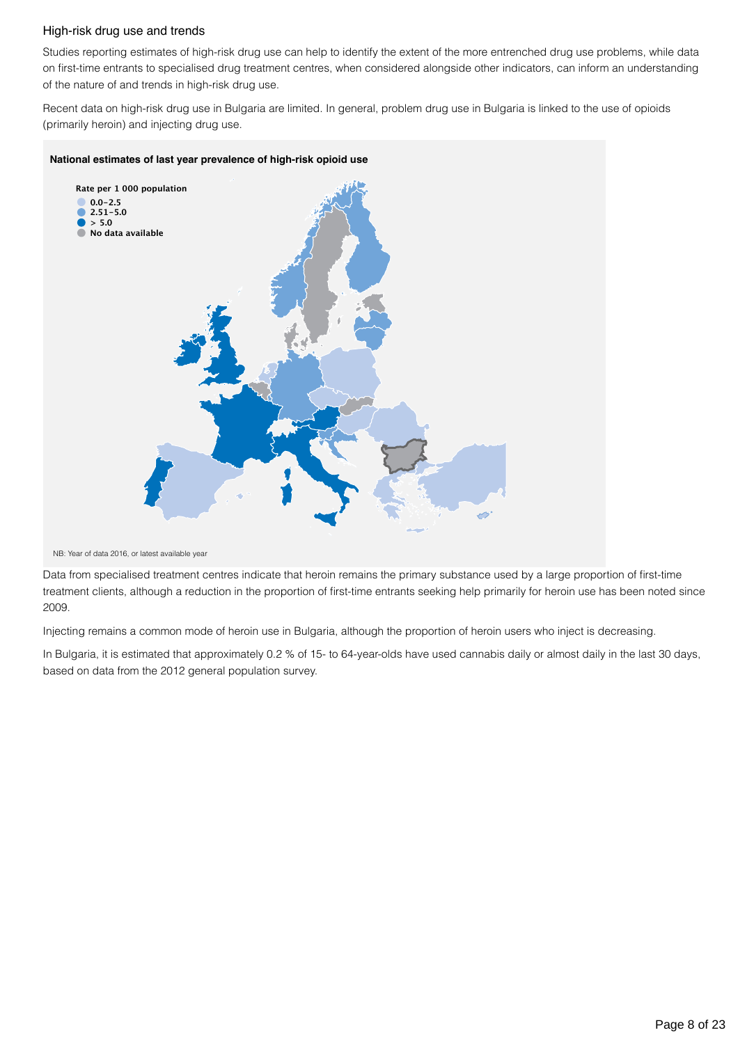### High-risk drug use and trends

Studies reporting estimates of high-risk drug use can help to identify the extent of the more entrenched drug use problems, while data on first-time entrants to specialised drug treatment centres, when considered alongside other indicators, can inform an understanding of the nature of and trends in high-risk drug use.

Recent data on high-risk drug use in Bulgaria are limited. In general, problem drug use in Bulgaria is linked to the use of opioids (primarily heroin) and injecting drug use.

**National estimates of last year prevalence of high-risk opioid use**

Rate per 1 000 population
- 0.0–2.5
- 2.51–5.0
- > 5.0
- No data available

NB: Year of data 2016, or latest available year

Data from specialised treatment centres indicate that heroin remains the primary substance used by a large proportion of first-time treatment clients, although a reduction in the proportion of first-time entrants seeking help primarily for heroin use has been noted since 2009.

Injecting remains a common mode of heroin use in Bulgaria, although the proportion of heroin users who inject is decreasing.

In Bulgaria, it is estimated that approximately 0.2 % of 15- to 64-year-olds have used cannabis daily or almost daily in the last 30 days, based on data from the 2012 general population survey.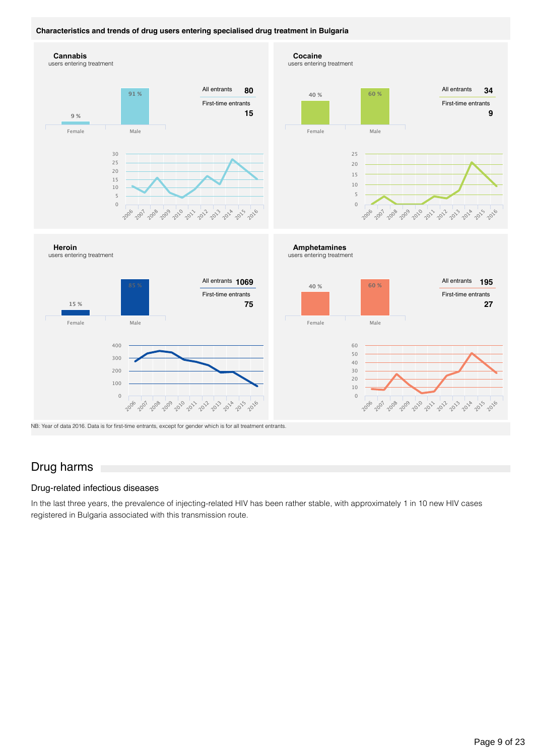**Characteristics and trends of drug users entering specialised drug treatment in Bulgaria**

**Cannabis**
users entering treatment

Female: 9 %
Male: 91 %

All entrants **80**
First-time entrants **15**

**Cocaine**
users entering treatment

Female: 40 %
Male: 60 %

All entrants **34**
First-time entrants **9**

**Heroin**
users entering treatment

Female: 15 %
Male: 85 %

All entrants **1069**
First-time entrants **75**

**Amphetamines**
users entering treatment

Female: 40 %
Male: 60 %

All entrants **195**
First-time entrants **27**

NB: Year of data 2016. Data is for first-time entrants, except for gender which is for all treatment entrants.

# Drug harms

## Drug-related infectious diseases

In the last three years, the prevalence of injecting-related HIV has been rather stable, with approximately 1 in 10 new HIV cases registered in Bulgaria associated with this transmission route.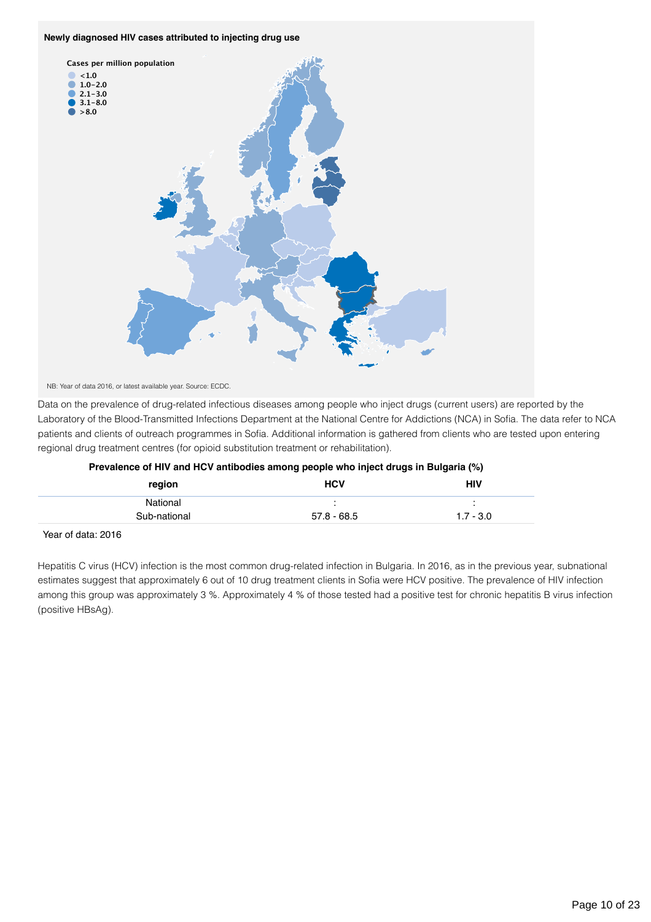**Newly diagnosed HIV cases attributed to injecting drug use**

**Cases per million population**

- <1.0
- 1.0–2.0
- 2.1–3.0
- 3.1–8.0
- >8.0

NB: Year of data 2016, or latest available year. Source: ECDC.

Data on the prevalence of drug-related infectious diseases among people who inject drugs (current users) are reported by the Laboratory of the Blood-Transmitted Infections Department at the National Centre for Addictions (NCA) in Sofia. The data refer to NCA patients and clients of outreach programmes in Sofia. Additional information is gathered from clients who are tested upon entering regional drug treatment centres (for opioid substitution treatment or rehabilitation).

**Prevalence of HIV and HCV antibodies among people who inject drugs in Bulgaria (%)**

| region | HCV | HIV |
|---|---|---|
| National | : | : |
| Sub-national | 57.8 - 68.5 | 1.7 - 3.0 |

Year of data: 2016

Hepatitis C virus (HCV) infection is the most common drug-related infection in Bulgaria. In 2016, as in the previous year, subnational estimates suggest that approximately 6 out of 10 drug treatment clients in Sofia were HCV positive. The prevalence of HIV infection among this group was approximately 3 %. Approximately 4 % of those tested had a positive test for chronic hepatitis B virus infection (positive HBsAg).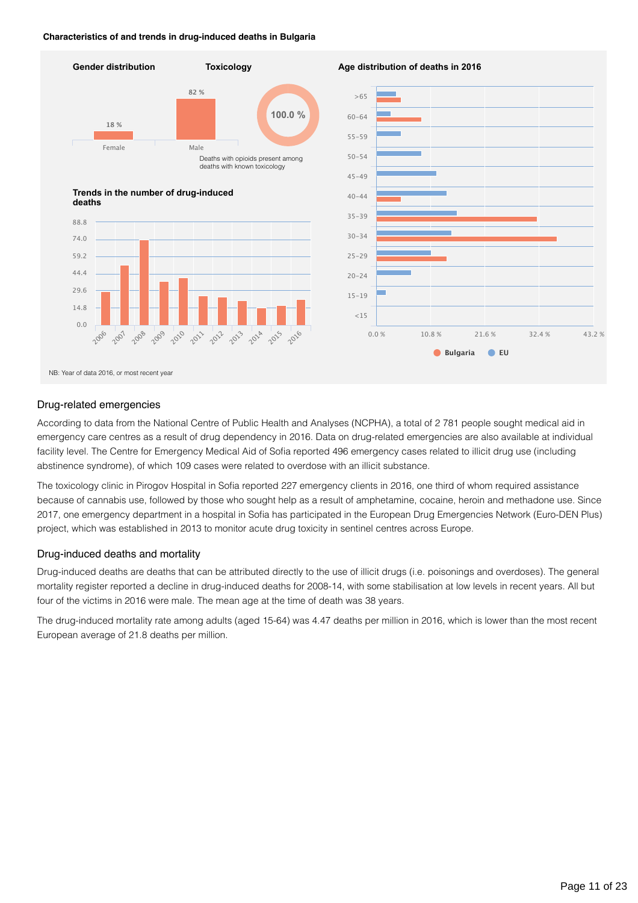**Characteristics of and trends in drug-induced deaths in Bulgaria**

**Gender distribution**

18 % Female

82 % Male

**Toxicology**

100.0 %

Deaths with opioids present among deaths with known toxicology

**Age distribution of deaths in 2016**

**Trends in the number of drug-induced deaths**

NB: Year of data 2016, or most recent year

## Drug-related emergencies

According to data from the National Centre of Public Health and Analyses (NCPHA), a total of 2 781 people sought medical aid in emergency care centres as a result of drug dependency in 2016. Data on drug-related emergencies are also available at individual facility level. The Centre for Emergency Medical Aid of Sofia reported 496 emergency cases related to illicit drug use (including abstinence syndrome), of which 109 cases were related to overdose with an illicit substance.

The toxicology clinic in Pirogov Hospital in Sofia reported 227 emergency clients in 2016, one third of whom required assistance because of cannabis use, followed by those who sought help as a result of amphetamine, cocaine, heroin and methadone use. Since 2017, one emergency department in a hospital in Sofia has participated in the European Drug Emergencies Network (Euro-DEN Plus) project, which was established in 2013 to monitor acute drug toxicity in sentinel centres across Europe.

## Drug-induced deaths and mortality

Drug-induced deaths are deaths that can be attributed directly to the use of illicit drugs (i.e. poisonings and overdoses). The general mortality register reported a decline in drug-induced deaths for 2008-14, with some stabilisation at low levels in recent years. All but four of the victims in 2016 were male. The mean age at the time of death was 38 years.

The drug-induced mortality rate among adults (aged 15-64) was 4.47 deaths per million in 2016, which is lower than the most recent European average of 21.8 deaths per million.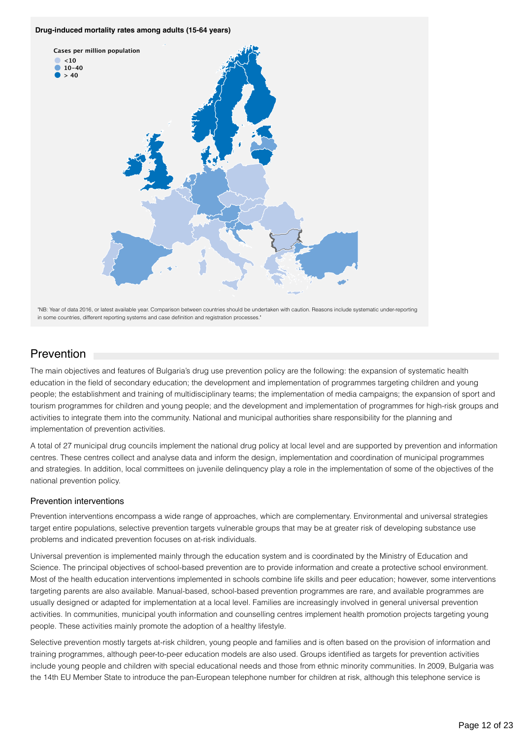**Drug-induced mortality rates among adults (15-64 years)**

Cases per million population
- <10
- 10–40
- > 40

"NB: Year of data 2016, or latest available year. Comparison between countries should be undertaken with caution. Reasons include systematic under-reporting in some countries, different reporting systems and case definition and registration processes."

## Prevention

The main objectives and features of Bulgaria's drug use prevention policy are the following: the expansion of systematic health education in the field of secondary education; the development and implementation of programmes targeting children and young people; the establishment and training of multidisciplinary teams; the implementation of media campaigns; the expansion of sport and tourism programmes for children and young people; and the development and implementation of programmes for high-risk groups and activities to integrate them into the community. National and municipal authorities share responsibility for the planning and implementation of prevention activities.

A total of 27 municipal drug councils implement the national drug policy at local level and are supported by prevention and information centres. These centres collect and analyse data and inform the design, implementation and coordination of municipal programmes and strategies. In addition, local committees on juvenile delinquency play a role in the implementation of some of the objectives of the national prevention policy.

### Prevention interventions

Prevention interventions encompass a wide range of approaches, which are complementary. Environmental and universal strategies target entire populations, selective prevention targets vulnerable groups that may be at greater risk of developing substance use problems and indicated prevention focuses on at-risk individuals.

Universal prevention is implemented mainly through the education system and is coordinated by the Ministry of Education and Science. The principal objectives of school-based prevention are to provide information and create a protective school environment. Most of the health education interventions implemented in schools combine life skills and peer education; however, some interventions targeting parents are also available. Manual-based, school-based prevention programmes are rare, and available programmes are usually designed or adapted for implementation at a local level. Families are increasingly involved in general universal prevention activities. In communities, municipal youth information and counselling centres implement health promotion projects targeting young people. These activities mainly promote the adoption of a healthy lifestyle.

Selective prevention mostly targets at-risk children, young people and families and is often based on the provision of information and training programmes, although peer-to-peer education models are also used. Groups identified as targets for prevention activities include young people and children with special educational needs and those from ethnic minority communities. In 2009, Bulgaria was the 14th EU Member State to introduce the pan-European telephone number for children at risk, although this telephone service is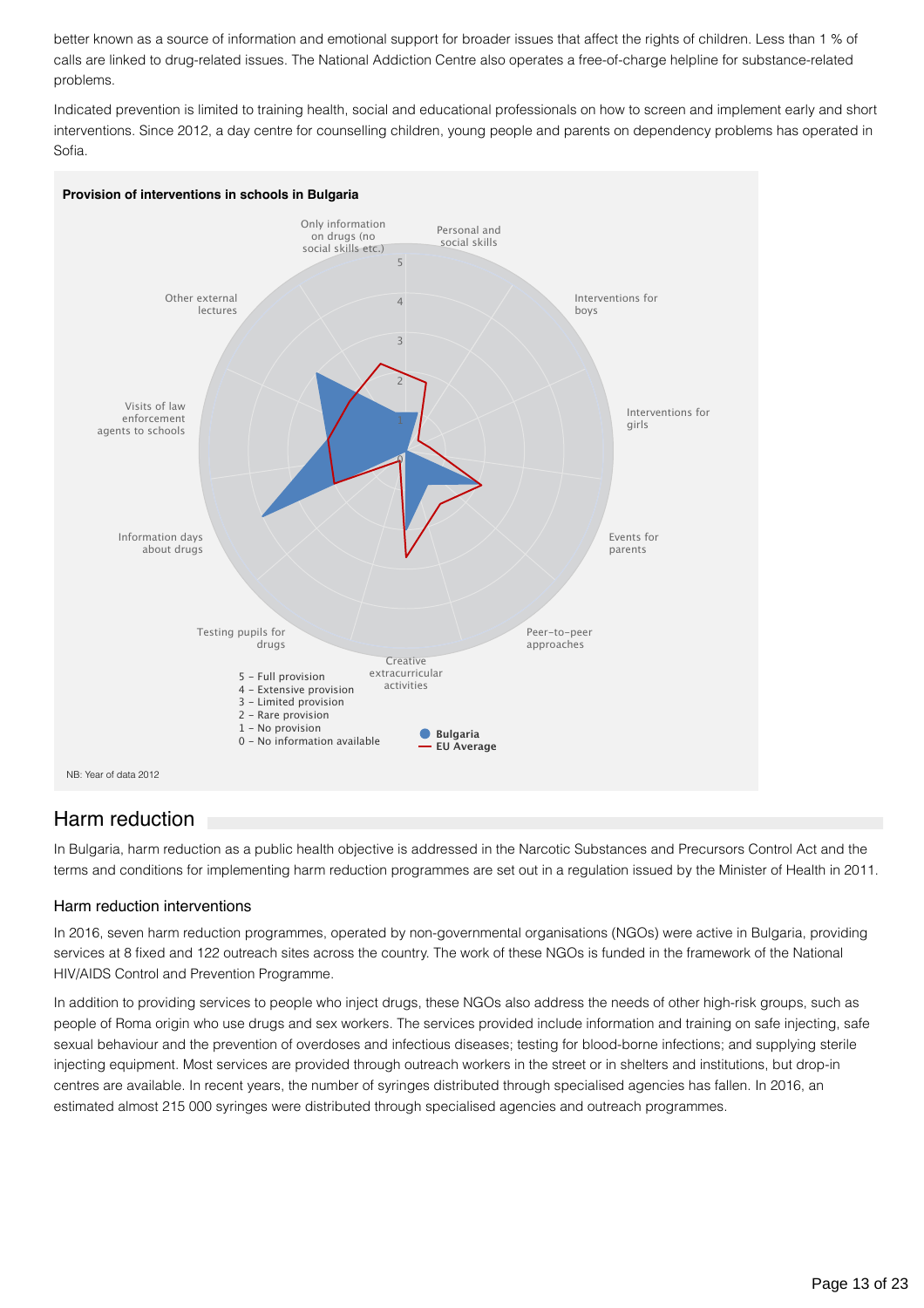better known as a source of information and emotional support for broader issues that affect the rights of children. Less than 1 % of calls are linked to drug-related issues. The National Addiction Centre also operates a free-of-charge helpline for substance-related problems.

Indicated prevention is limited to training health, social and educational professionals on how to screen and implement early and short interventions. Since 2012, a day centre for counselling children, young people and parents on dependency problems has operated in Sofia.

**Provision of interventions in schools in Bulgaria**

Only information on drugs (no social skills etc.)
Personal and social skills
Interventions for boys
Interventions for girls
Events for parents
Peer-to-peer approaches
Creative extracurricular activities
Testing pupils for drugs
Information days about drugs
Visits of law enforcement agents to schools
Other external lectures

5 – Full provision
4 – Extensive provision
3 – Limited provision
2 – Rare provision
1 – No provision
0 – No information available

Bulgaria
EU Average

NB: Year of data 2012

## Harm reduction

In Bulgaria, harm reduction as a public health objective is addressed in the Narcotic Substances and Precursors Control Act and the terms and conditions for implementing harm reduction programmes are set out in a regulation issued by the Minister of Health in 2011.

### Harm reduction interventions

In 2016, seven harm reduction programmes, operated by non-governmental organisations (NGOs) were active in Bulgaria, providing services at 8 fixed and 122 outreach sites across the country. The work of these NGOs is funded in the framework of the National HIV/AIDS Control and Prevention Programme.

In addition to providing services to people who inject drugs, these NGOs also address the needs of other high-risk groups, such as people of Roma origin who use drugs and sex workers. The services provided include information and training on safe injecting, safe sexual behaviour and the prevention of overdoses and infectious diseases; testing for blood-borne infections; and supplying sterile injecting equipment. Most services are provided through outreach workers in the street or in shelters and institutions, but drop-in centres are available. In recent years, the number of syringes distributed through specialised agencies has fallen. In 2016, an estimated almost 215 000 syringes were distributed through specialised agencies and outreach programmes.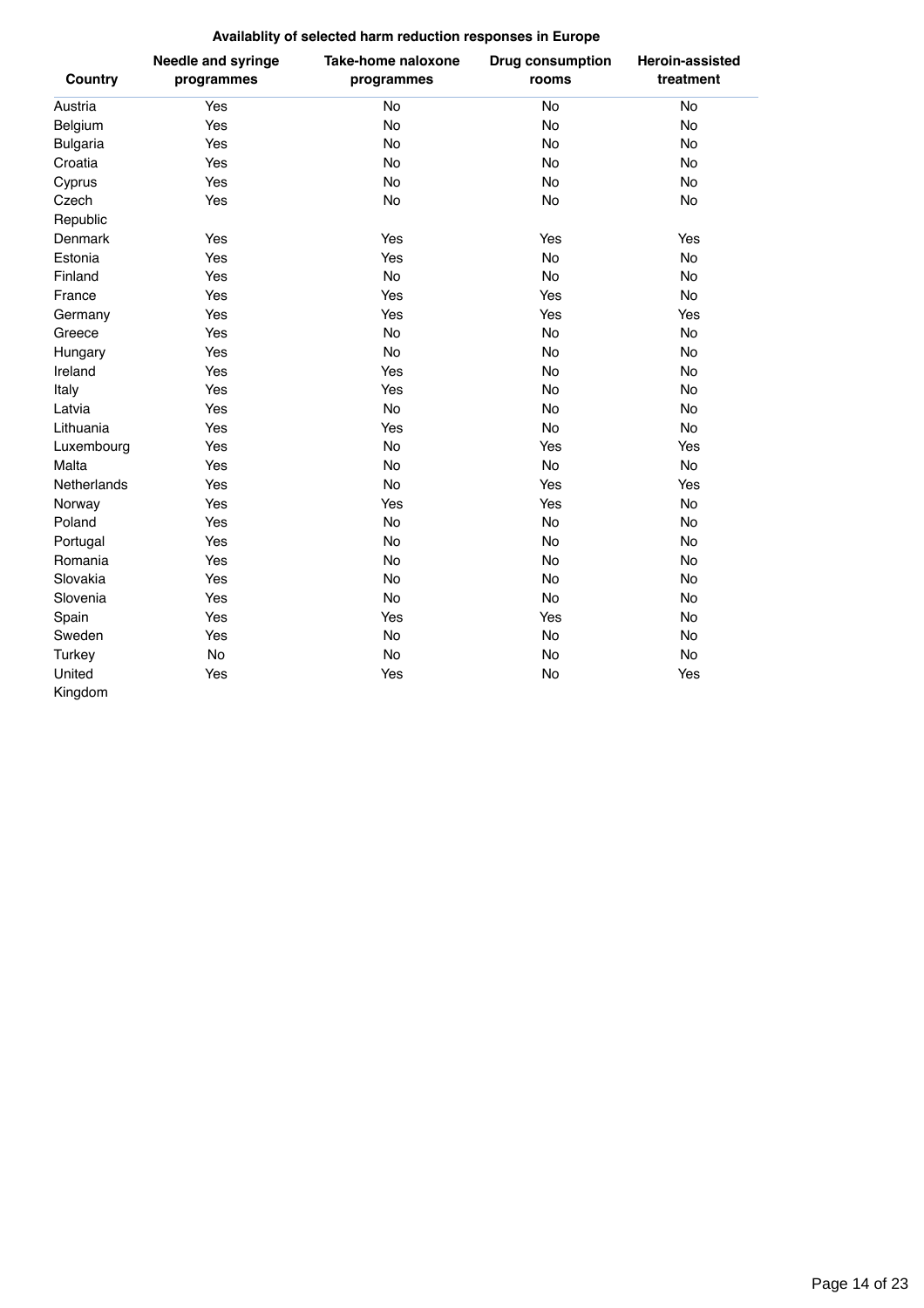**Availablity of selected harm reduction responses in Europe**

| Country | Needle and syringe programmes | Take-home naloxone programmes | Drug consumption rooms | Heroin-assisted treatment |
|---|---|---|---|---|
| Austria | Yes | No | No | No |
| Belgium | Yes | No | No | No |
| Bulgaria | Yes | No | No | No |
| Croatia | Yes | No | No | No |
| Cyprus | Yes | No | No | No |
| Czech Republic | Yes | No | No | No |
| Denmark | Yes | Yes | Yes | Yes |
| Estonia | Yes | Yes | No | No |
| Finland | Yes | No | No | No |
| France | Yes | Yes | Yes | No |
| Germany | Yes | Yes | Yes | Yes |
| Greece | Yes | No | No | No |
| Hungary | Yes | No | No | No |
| Ireland | Yes | Yes | No | No |
| Italy | Yes | Yes | No | No |
| Latvia | Yes | No | No | No |
| Lithuania | Yes | Yes | No | No |
| Luxembourg | Yes | No | Yes | Yes |
| Malta | Yes | No | No | No |
| Netherlands | Yes | No | Yes | Yes |
| Norway | Yes | Yes | Yes | No |
| Poland | Yes | No | No | No |
| Portugal | Yes | No | No | No |
| Romania | Yes | No | No | No |
| Slovakia | Yes | No | No | No |
| Slovenia | Yes | No | No | No |
| Spain | Yes | Yes | Yes | No |
| Sweden | Yes | No | No | No |
| Turkey | No | No | No | No |
| United Kingdom | Yes | Yes | No | Yes |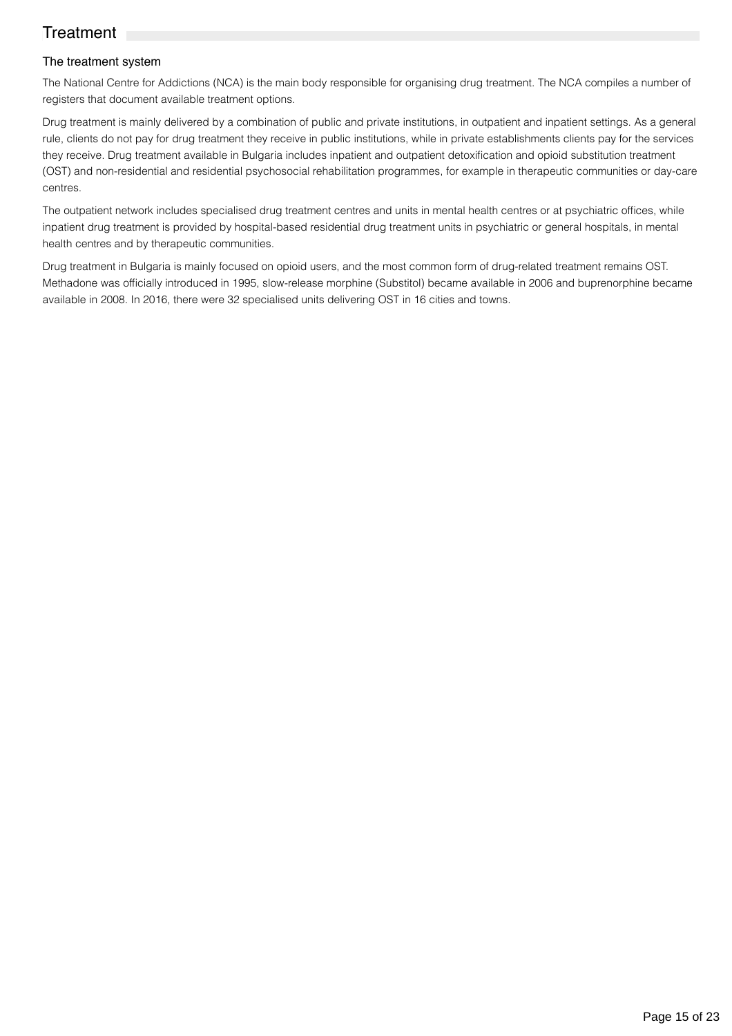# Treatment

## The treatment system

The National Centre for Addictions (NCA) is the main body responsible for organising drug treatment. The NCA compiles a number of registers that document available treatment options.

Drug treatment is mainly delivered by a combination of public and private institutions, in outpatient and inpatient settings. As a general rule, clients do not pay for drug treatment they receive in public institutions, while in private establishments clients pay for the services they receive. Drug treatment available in Bulgaria includes inpatient and outpatient detoxification and opioid substitution treatment (OST) and non-residential and residential psychosocial rehabilitation programmes, for example in therapeutic communities or day-care centres.

The outpatient network includes specialised drug treatment centres and units in mental health centres or at psychiatric offices, while inpatient drug treatment is provided by hospital-based residential drug treatment units in psychiatric or general hospitals, in mental health centres and by therapeutic communities.

Drug treatment in Bulgaria is mainly focused on opioid users, and the most common form of drug-related treatment remains OST. Methadone was officially introduced in 1995, slow-release morphine (Substitol) became available in 2006 and buprenorphine became available in 2008. In 2016, there were 32 specialised units delivering OST in 16 cities and towns.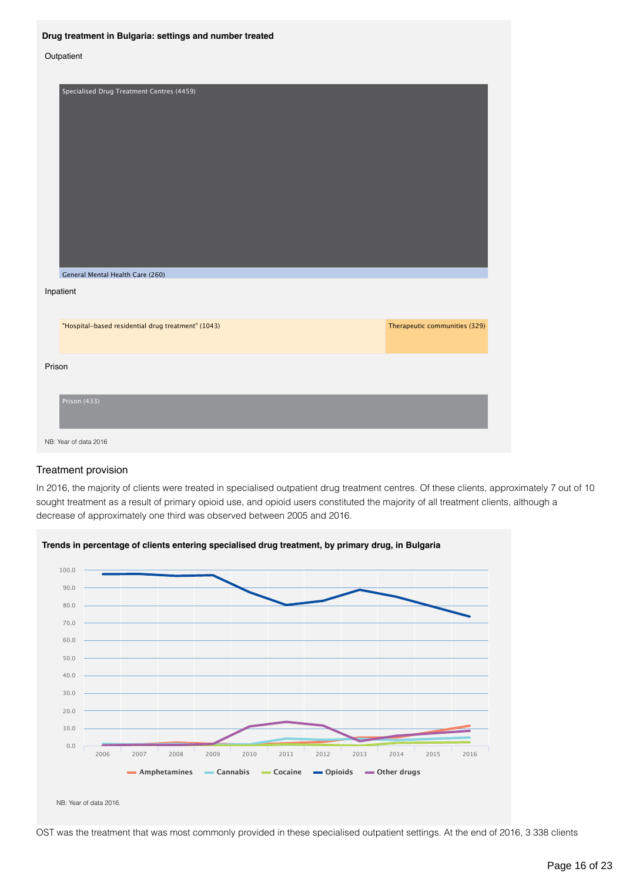**Drug treatment in Bulgaria: settings and number treated**

Outpatient

Specialised Drug Treatment Centres (4459)

General Mental Health Care (260)

Inpatient

"Hospital-based residential drug treatment" (1043)

Therapeutic communities (329)

Prison

Prison (433)

NB: Year of data 2016

## Treatment provision

In 2016, the majority of clients were treated in specialised outpatient drug treatment centres. Of these clients, approximately 7 out of 10 sought treatment as a result of primary opioid use, and opioid users constituted the majority of all treatment clients, although a decrease of approximately one third was observed between 2005 and 2016.

**Trends in percentage of clients entering specialised drug treatment, by primary drug, in Bulgaria**

Amphetamines, Cannabis, Cocaine, Opioids, Other drugs

NB: Year of data 2016.

OST was the treatment that was most commonly provided in these specialised outpatient settings. At the end of 2016, 3 338 clients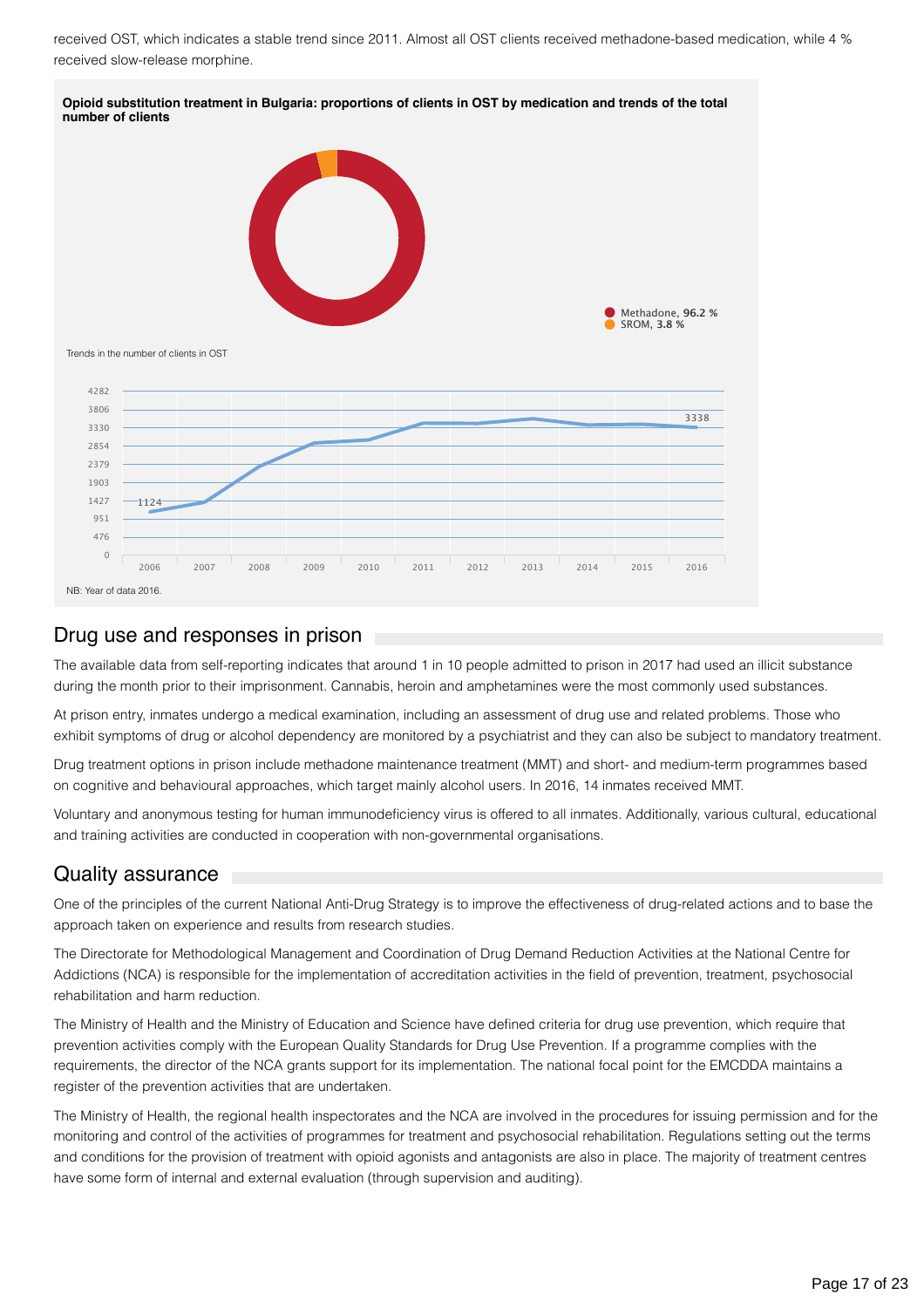received OST, which indicates a stable trend since 2011. Almost all OST clients received methadone-based medication, while 4 % received slow-release morphine.

**Opioid substitution treatment in Bulgaria: proportions of clients in OST by medication and trends of the total number of clients**

Methadone, **96.2 %**
SROM, **3.8 %**

Trends in the number of clients in OST

NB: Year of data 2016.

## Drug use and responses in prison

The available data from self-reporting indicates that around 1 in 10 people admitted to prison in 2017 had used an illicit substance during the month prior to their imprisonment. Cannabis, heroin and amphetamines were the most commonly used substances.

At prison entry, inmates undergo a medical examination, including an assessment of drug use and related problems. Those who exhibit symptoms of drug or alcohol dependency are monitored by a psychiatrist and they can also be subject to mandatory treatment.

Drug treatment options in prison include methadone maintenance treatment (MMT) and short- and medium-term programmes based on cognitive and behavioural approaches, which target mainly alcohol users. In 2016, 14 inmates received MMT.

Voluntary and anonymous testing for human immunodeficiency virus is offered to all inmates. Additionally, various cultural, educational and training activities are conducted in cooperation with non-governmental organisations.

## Quality assurance

One of the principles of the current National Anti-Drug Strategy is to improve the effectiveness of drug-related actions and to base the approach taken on experience and results from research studies.

The Directorate for Methodological Management and Coordination of Drug Demand Reduction Activities at the National Centre for Addictions (NCA) is responsible for the implementation of accreditation activities in the field of prevention, treatment, psychosocial rehabilitation and harm reduction.

The Ministry of Health and the Ministry of Education and Science have defined criteria for drug use prevention, which require that prevention activities comply with the European Quality Standards for Drug Use Prevention. If a programme complies with the requirements, the director of the NCA grants support for its implementation. The national focal point for the EMCDDA maintains a register of the prevention activities that are undertaken.

The Ministry of Health, the regional health inspectorates and the NCA are involved in the procedures for issuing permission and for the monitoring and control of the activities of programmes for treatment and psychosocial rehabilitation. Regulations setting out the terms and conditions for the provision of treatment with opioid agonists and antagonists are also in place. The majority of treatment centres have some form of internal and external evaluation (through supervision and auditing).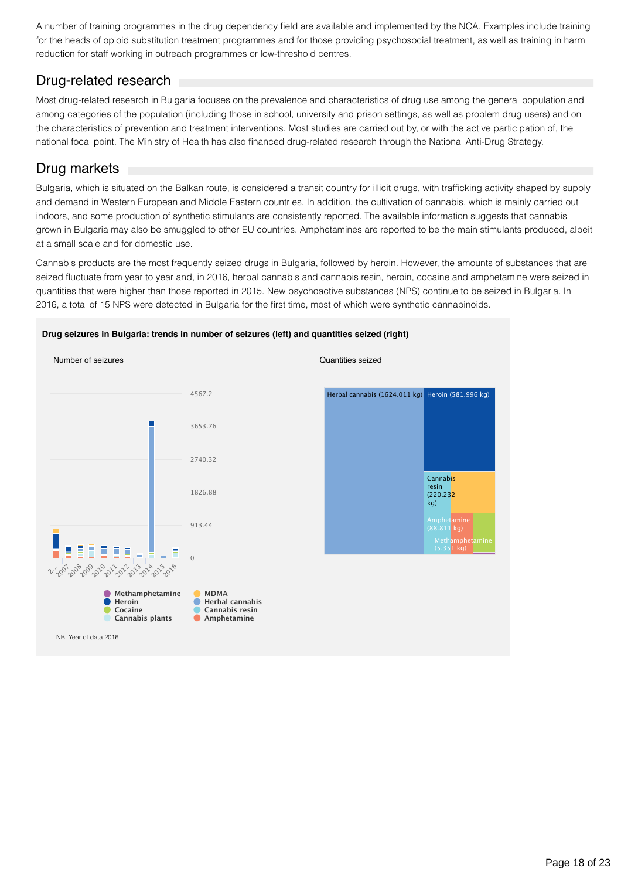A number of training programmes in the drug dependency field are available and implemented by the NCA. Examples include training for the heads of opioid substitution treatment programmes and for those providing psychosocial treatment, as well as training in harm reduction for staff working in outreach programmes or low-threshold centres.

## Drug-related research

Most drug-related research in Bulgaria focuses on the prevalence and characteristics of drug use among the general population and among categories of the population (including those in school, university and prison settings, as well as problem drug users) and on the characteristics of prevention and treatment interventions. Most studies are carried out by, or with the active participation of, the national focal point. The Ministry of Health has also financed drug-related research through the National Anti-Drug Strategy.

## Drug markets

Bulgaria, which is situated on the Balkan route, is considered a transit country for illicit drugs, with trafficking activity shaped by supply and demand in Western European and Middle Eastern countries. In addition, the cultivation of cannabis, which is mainly carried out indoors, and some production of synthetic stimulants are consistently reported. The available information suggests that cannabis grown in Bulgaria may also be smuggled to other EU countries. Amphetamines are reported to be the main stimulants produced, albeit at a small scale and for domestic use.

Cannabis products are the most frequently seized drugs in Bulgaria, followed by heroin. However, the amounts of substances that are seized fluctuate from year to year and, in 2016, herbal cannabis and cannabis resin, heroin, cocaine and amphetamine were seized in quantities that were higher than those reported in 2015. New psychoactive substances (NPS) continue to be seized in Bulgaria. In 2016, a total of 15 NPS were detected in Bulgaria for the first time, most of which were synthetic cannabinoids.

**Drug seizures in Bulgaria: trends in number of seizures (left) and quantities seized (right)**

Number of seizures

Quantities seized

Herbal cannabis (1624.011 kg) | Heroin (581.996 kg) | Cannabis resin (220.232 kg) | Amphetamine (88.811 kg) | Methamphetamine (5.351 kg)

Legend: Methamphetamine, Heroin, Cocaine, Cannabis plants, MDMA, Herbal cannabis, Cannabis resin, Amphetamine

NB: Year of data 2016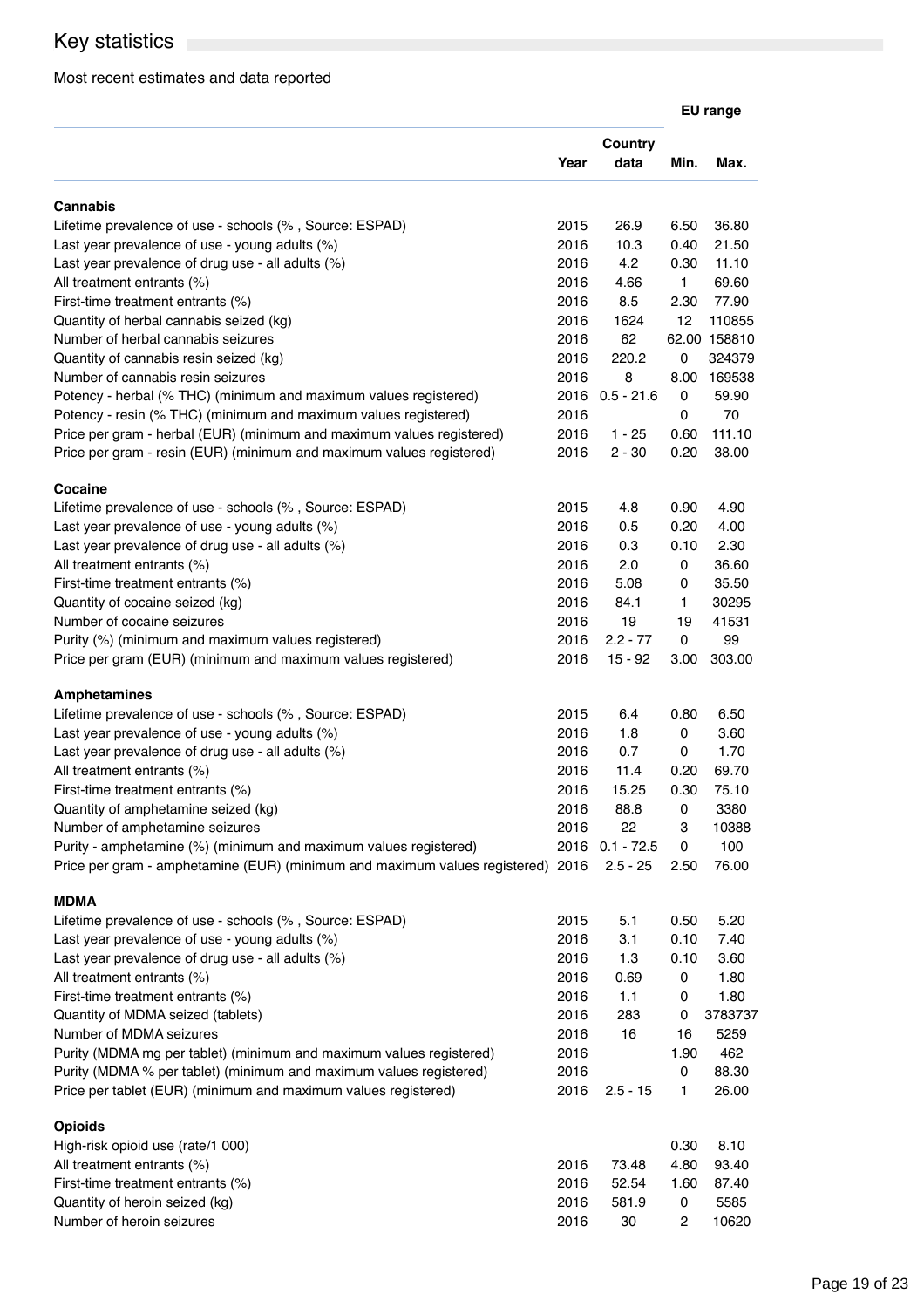## Key statistics

Most recent estimates and data reported

| | Year | Country data | EU range Min. | EU range Max. |
|---|---|---|---|---|
| **Cannabis** | | | | |
| Lifetime prevalence of use - schools (% , Source: ESPAD) | 2015 | 26.9 | 6.50 | 36.80 |
| Last year prevalence of use - young adults (%) | 2016 | 10.3 | 0.40 | 21.50 |
| Last year prevalence of drug use - all adults (%) | 2016 | 4.2 | 0.30 | 11.10 |
| All treatment entrants (%) | 2016 | 4.66 | 1 | 69.60 |
| First-time treatment entrants (%) | 2016 | 8.5 | 2.30 | 77.90 |
| Quantity of herbal cannabis seized (kg) | 2016 | 1624 | 12 | 110855 |
| Number of herbal cannabis seizures | 2016 | 62 | 62.00 | 158810 |
| Quantity of cannabis resin seized (kg) | 2016 | 220.2 | 0 | 324379 |
| Number of cannabis resin seizures | 2016 | 8 | 8.00 | 169538 |
| Potency - herbal (% THC) (minimum and maximum values registered) | 2016 | 0.5 - 21.6 | 0 | 59.90 |
| Potency - resin (% THC) (minimum and maximum values registered) | 2016 | | 0 | 70 |
| Price per gram - herbal (EUR) (minimum and maximum values registered) | 2016 | 1 - 25 | 0.60 | 111.10 |
| Price per gram - resin (EUR) (minimum and maximum values registered) | 2016 | 2 - 30 | 0.20 | 38.00 |
| **Cocaine** | | | | |
| Lifetime prevalence of use - schools (% , Source: ESPAD) | 2015 | 4.8 | 0.90 | 4.90 |
| Last year prevalence of use - young adults (%) | 2016 | 0.5 | 0.20 | 4.00 |
| Last year prevalence of drug use - all adults (%) | 2016 | 0.3 | 0.10 | 2.30 |
| All treatment entrants (%) | 2016 | 2.0 | 0 | 36.60 |
| First-time treatment entrants (%) | 2016 | 5.08 | 0 | 35.50 |
| Quantity of cocaine seized (kg) | 2016 | 84.1 | 1 | 30295 |
| Number of cocaine seizures | 2016 | 19 | 19 | 41531 |
| Purity (%) (minimum and maximum values registered) | 2016 | 2.2 - 77 | 0 | 99 |
| Price per gram (EUR) (minimum and maximum values registered) | 2016 | 15 - 92 | 3.00 | 303.00 |
| **Amphetamines** | | | | |
| Lifetime prevalence of use - schools (% , Source: ESPAD) | 2015 | 6.4 | 0.80 | 6.50 |
| Last year prevalence of use - young adults (%) | 2016 | 1.8 | 0 | 3.60 |
| Last year prevalence of drug use - all adults (%) | 2016 | 0.7 | 0 | 1.70 |
| All treatment entrants (%) | 2016 | 11.4 | 0.20 | 69.70 |
| First-time treatment entrants (%) | 2016 | 15.25 | 0.30 | 75.10 |
| Quantity of amphetamine seized (kg) | 2016 | 88.8 | 0 | 3380 |
| Number of amphetamine seizures | 2016 | 22 | 3 | 10388 |
| Purity - amphetamine (%) (minimum and maximum values registered) | 2016 | 0.1 - 72.5 | 0 | 100 |
| Price per gram - amphetamine (EUR) (minimum and maximum values registered) | 2016 | 2.5 - 25 | 2.50 | 76.00 |
| **MDMA** | | | | |
| Lifetime prevalence of use - schools (% , Source: ESPAD) | 2015 | 5.1 | 0.50 | 5.20 |
| Last year prevalence of use - young adults (%) | 2016 | 3.1 | 0.10 | 7.40 |
| Last year prevalence of drug use - all adults (%) | 2016 | 1.3 | 0.10 | 3.60 |
| All treatment entrants (%) | 2016 | 0.69 | 0 | 1.80 |
| First-time treatment entrants (%) | 2016 | 1.1 | 0 | 1.80 |
| Quantity of MDMA seized (tablets) | 2016 | 283 | 0 | 3783737 |
| Number of MDMA seizures | 2016 | 16 | 16 | 5259 |
| Purity (MDMA mg per tablet) (minimum and maximum values registered) | 2016 | | 1.90 | 462 |
| Purity (MDMA % per tablet) (minimum and maximum values registered) | 2016 | | 0 | 88.30 |
| Price per tablet (EUR) (minimum and maximum values registered) | 2016 | 2.5 - 15 | 1 | 26.00 |
| **Opioids** | | | | |
| High-risk opioid use (rate/1 000) | | | 0.30 | 8.10 |
| All treatment entrants (%) | 2016 | 73.48 | 4.80 | 93.40 |
| First-time treatment entrants (%) | 2016 | 52.54 | 1.60 | 87.40 |
| Quantity of heroin seized (kg) | 2016 | 581.9 | 0 | 5585 |
| Number of heroin seizures | 2016 | 30 | 2 | 10620 |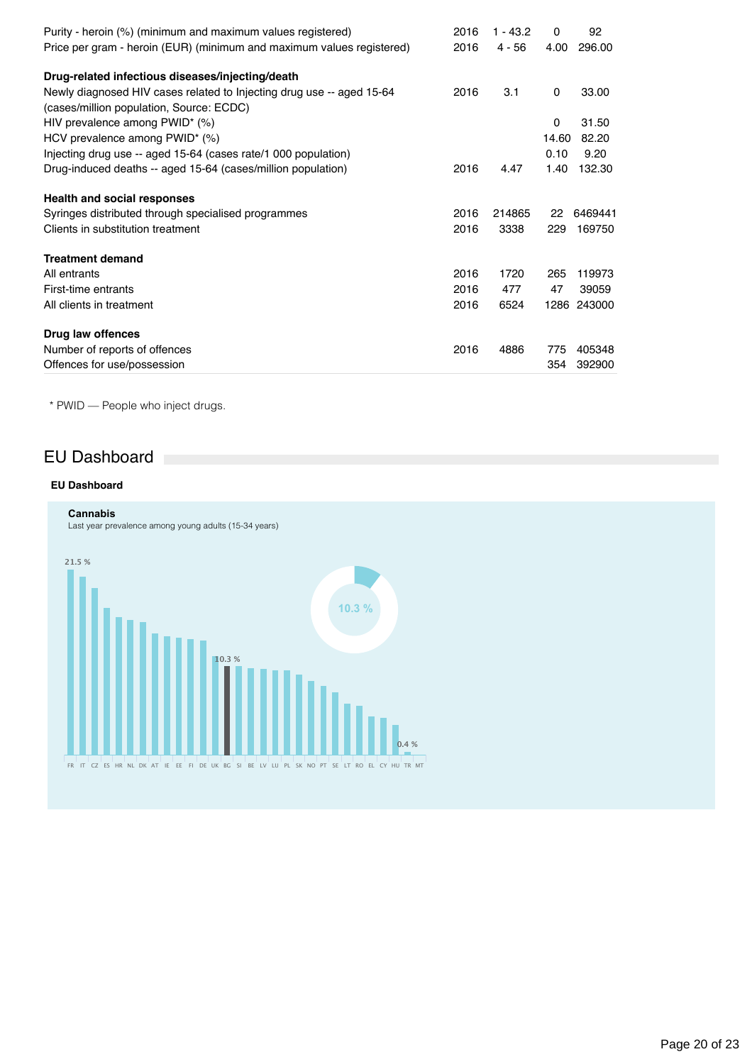| | | | | |
|---|---|---|---|---|
| Purity - heroin (%) (minimum and maximum values registered) | 2016 | 1 - 43.2 | 0 | 92 |
| Price per gram - heroin (EUR) (minimum and maximum values registered) | 2016 | 4 - 56 | 4.00 | 296.00 |
| **Drug-related infectious diseases/injecting/death** | | | | |
| Newly diagnosed HIV cases related to Injecting drug use -- aged 15-64 (cases/million population, Source: ECDC) | 2016 | 3.1 | 0 | 33.00 |
| HIV prevalence among PWID* (%) | | | 0 | 31.50 |
| HCV prevalence among PWID* (%) | | | 14.60 | 82.20 |
| Injecting drug use -- aged 15-64 (cases rate/1 000 population) | | | 0.10 | 9.20 |
| Drug-induced deaths -- aged 15-64 (cases/million population) | 2016 | 4.47 | 1.40 | 132.30 |
| **Health and social responses** | | | | |
| Syringes distributed through specialised programmes | 2016 | 214865 | 22 | 6469441 |
| Clients in substitution treatment | 2016 | 3338 | 229 | 169750 |
| **Treatment demand** | | | | |
| All entrants | 2016 | 1720 | 265 | 119973 |
| First-time entrants | 2016 | 477 | 47 | 39059 |
| All clients in treatment | 2016 | 6524 | 1286 | 243000 |
| **Drug law offences** | | | | |
| Number of reports of offences | 2016 | 4886 | 775 | 405348 |
| Offences for use/possession | | | 354 | 392900 |

* PWID — People who inject drugs.

## EU Dashboard

**EU Dashboard**

**Cannabis**
Last year prevalence among young adults (15-34 years)

21.5 %
10.3 %
10.3 %
0.4 %

FR IT CZ ES HR NL DK AT IE EE FI DE UK BG SI BE LV LU PL SK NO PT SE LT RO EL CY HU TR MT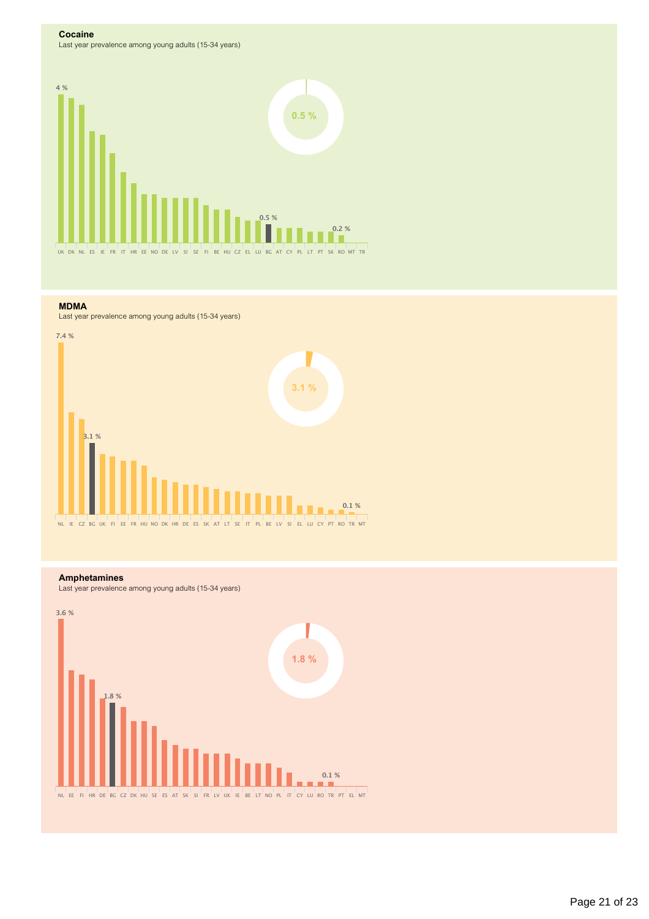**Cocaine**

Last year prevalence among young adults (15-34 years)

4 %

0.5 %

0.5 %

0.2 %

UK DK NL ES IE FR IT HR EE NO DE LV SI SE FI BE HU CZ EL LU BG AT CY PL LT PT SK RO MT TR

**MDMA**

Last year prevalence among young adults (15-34 years)

7.4 %

3.1 %

3.1 %

0.1 %

NL IE CZ BG UK FI EE FR HU NO DK HR DE ES SK AT LT SE IT PL BE LV SI EL LU CY PT RO TR MT

**Amphetamines**

Last year prevalence among young adults (15-34 years)

3.6 %

1.8 %

1.8 %

0.1 %

NL EE FI HR DE BG CZ DK HU SE ES AT SK SI FR LV UK IE BE LT NO PL IT CY LU RO TR PT EL MT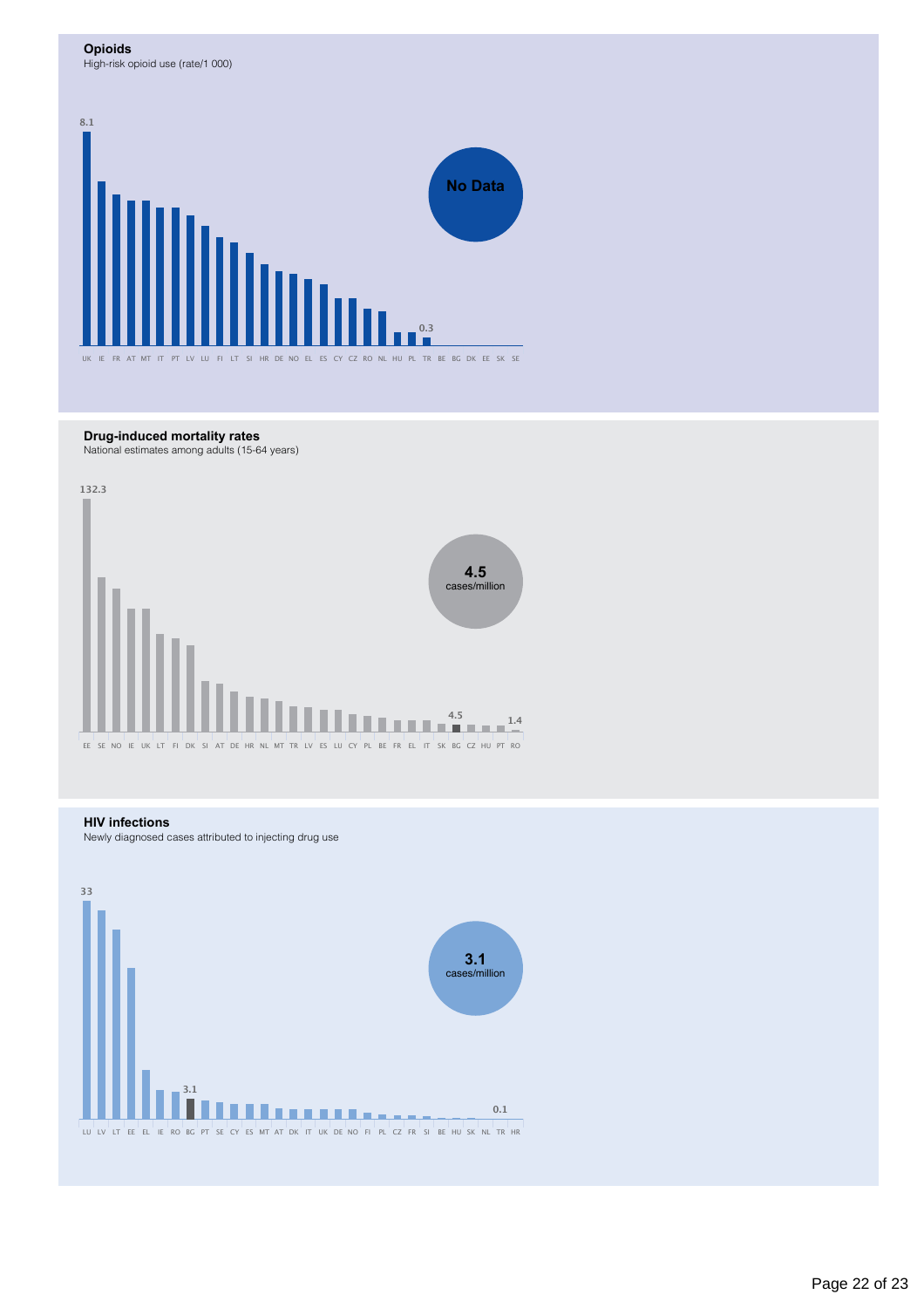## Opioids

High-risk opioid use (rate/1 000)

8.1

**No Data**

0.3

UK IE FR AT MT IT PT LV LU FI LT SI HR DE NO EL ES CY CZ RO NL HU PL TR BE BG DK EE SK SE

## Drug-induced mortality rates

National estimates among adults (15-64 years)

132.3

**4.5**
cases/million

4.5

1.4

EE SE NO IE UK LT FI DK SI AT DE HR NL MT TR LV ES LU CY PL BE FR EL IT SK BG CZ HU PT RO

## HIV infections

Newly diagnosed cases attributed to injecting drug use

33

**3.1**
cases/million

3.1

0.1

LU LV LT EE EL IE RO BG PT SE CY ES MT AT DK IT UK DE NO FI PL CZ FR SI BE HU SK NL TR HR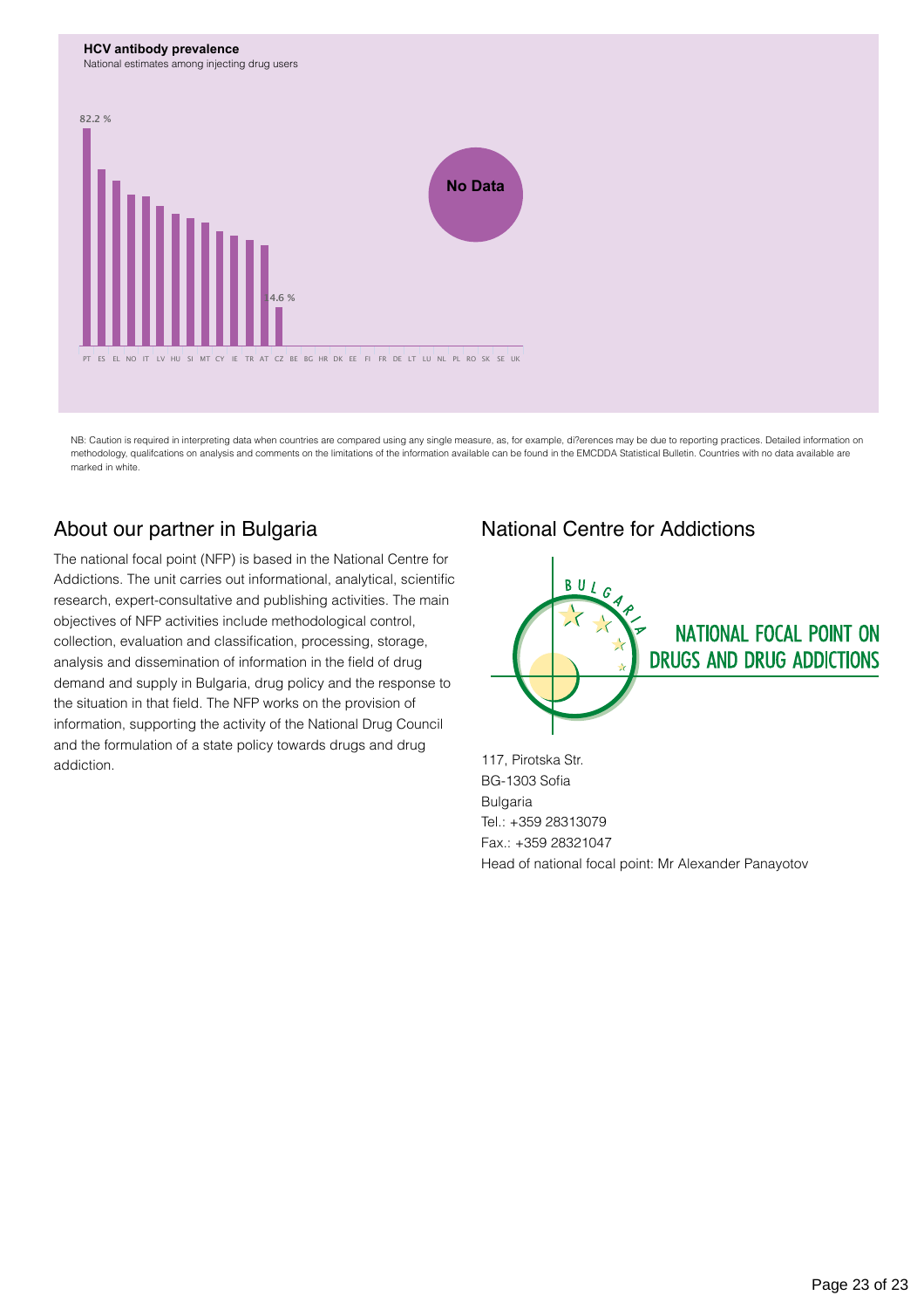**HCV antibody prevalence**

National estimates among injecting drug users

82.2 %

No Data

14.6 %

PT ES EL NO IT LV HU SI MT CY IE TR AT CZ BE BG HR DK EE FI FR DE LT LU NL PL RO SK SE UK

NB: Caution is required in interpreting data when countries are compared using any single measure, as, for example, di?erences may be due to reporting practices. Detailed information on methodology, qualifcations on analysis and comments on the limitations of the information available can be found in the EMCDDA Statistical Bulletin. Countries with no data available are marked in white.

## About our partner in Bulgaria

The national focal point (NFP) is based in the National Centre for Addictions. The unit carries out informational, analytical, scientific research, expert-consultative and publishing activities. The main objectives of NFP activities include methodological control, collection, evaluation and classification, processing, storage, analysis and dissemination of information in the field of drug demand and supply in Bulgaria, drug policy and the response to the situation in that field. The NFP works on the provision of information, supporting the activity of the National Drug Council and the formulation of a state policy towards drugs and drug addiction.

## National Centre for Addictions

BULGARIA

NATIONAL FOCAL POINT ON DRUGS AND DRUG ADDICTIONS

117, Pirotska Str.
BG-1303 Sofia
Bulgaria
Tel.: +359 28313079
Fax.: +359 28321047
Head of national focal point: Mr Alexander Panayotov